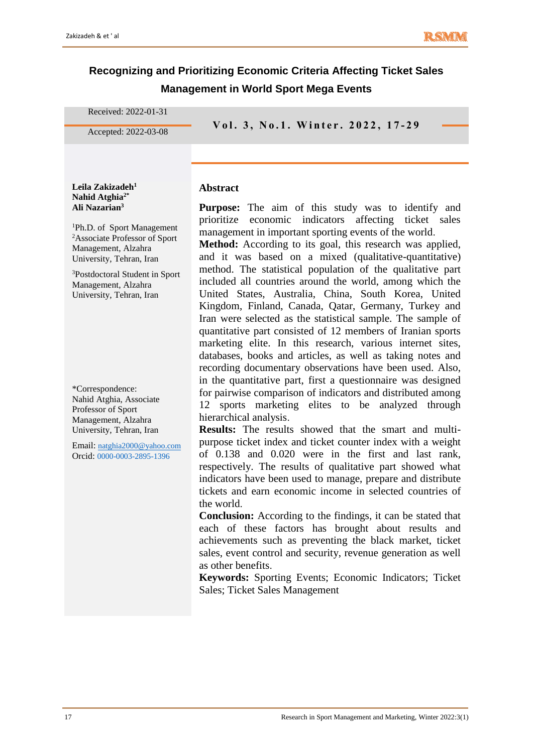# Recognizing and Prioritizing Economic Criteria Affecting Ticket Sales Management in World Sport Mega Events

Received: 2022-01-31

Accepted: 2022-03-08

**Leila Zakizadeh**[1]
**Nahid Atghia**[2*]
**Ali Nazarian**[3]

[1]Ph.D. of Sport Management
[2]Associate Professor of Sport Management, Alzahra University, Tehran, Iran

[3]Postdoctoral Student in Sport Management, Alzahra University, Tehran, Iran

*Correspondence: Nahid Atghia, Associate Professor of Sport Management, Alzahra University, Tehran, Iran

Email: natghia2000@yahoo.com
Orcid: 0000-0003-2895-1396

## Abstract

**Purpose:** The aim of this study was to identify and prioritize economic indicators affecting ticket sales management in important sporting events of the world.
**Method:** According to its goal, this research was applied, and it was based on a mixed (qualitative-quantitative) method. The statistical population of the qualitative part included all countries around the world, among which the United States, Australia, China, South Korea, United Kingdom, Finland, Canada, Qatar, Germany, Turkey and Iran were selected as the statistical sample. The sample of quantitative part consisted of 12 members of Iranian sports marketing elite. In this research, various internet sites, databases, books and articles, as well as taking notes and recording documentary observations have been used. Also, in the quantitative part, first a questionnaire was designed for pairwise comparison of indicators and distributed among 12 sports marketing elites to be analyzed through hierarchical analysis.
**Results:** The results showed that the smart and multi-purpose ticket index and ticket counter index with a weight of 0.138 and 0.020 were in the first and last rank, respectively. The results of qualitative part showed what indicators have been used to manage, prepare and distribute tickets and earn economic income in selected countries of the world.
**Conclusion:** According to the findings, it can be stated that each of these factors has brought about results and achievements such as preventing the black market, ticket sales, event control and security, revenue generation as well as other benefits.
**Keywords:** Sporting Events; Economic Indicators; Ticket Sales; Ticket Sales Management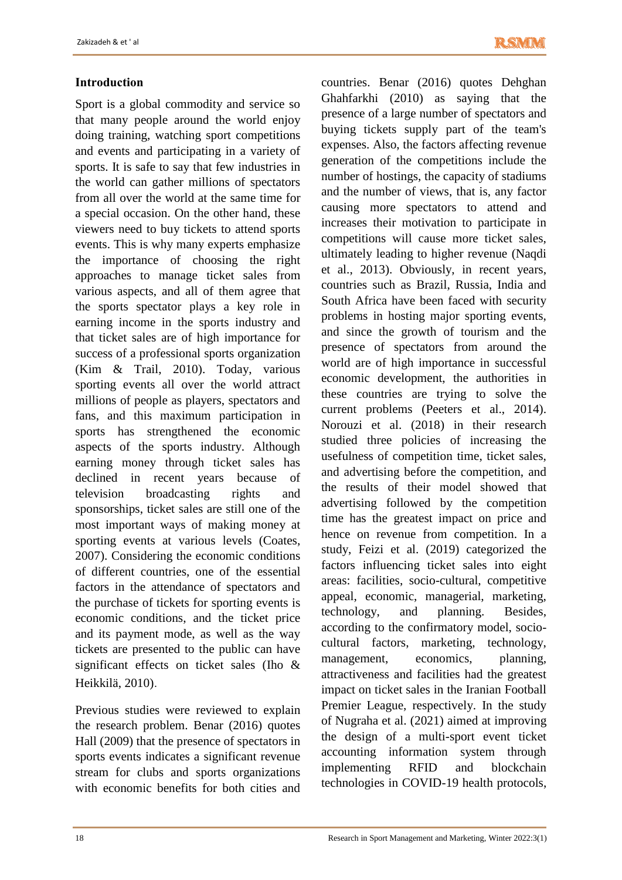## Introduction

Sport is a global commodity and service so that many people around the world enjoy doing training, watching sport competitions and events and participating in a variety of sports. It is safe to say that few industries in the world can gather millions of spectators from all over the world at the same time for a special occasion. On the other hand, these viewers need to buy tickets to attend sports events. This is why many experts emphasize the importance of choosing the right approaches to manage ticket sales from various aspects, and all of them agree that the sports spectator plays a key role in earning income in the sports industry and that ticket sales are of high importance for success of a professional sports organization (Kim & Trail, 2010). Today, various sporting events all over the world attract millions of people as players, spectators and fans, and this maximum participation in sports has strengthened the economic aspects of the sports industry. Although earning money through ticket sales has declined in recent years because of television broadcasting rights and sponsorships, ticket sales are still one of the most important ways of making money at sporting events at various levels (Coates, 2007). Considering the economic conditions of different countries, one of the essential factors in the attendance of spectators and the purchase of tickets for sporting events is economic conditions, and the ticket price and its payment mode, as well as the way tickets are presented to the public can have significant effects on ticket sales (Iho & Heikkilä, 2010).

Previous studies were reviewed to explain the research problem. Benar (2016) quotes Hall (2009) that the presence of spectators in sports events indicates a significant revenue stream for clubs and sports organizations with economic benefits for both cities and countries. Benar (2016) quotes Dehghan Ghahfarkhi (2010) as saying that the presence of a large number of spectators and buying tickets supply part of the team's expenses. Also, the factors affecting revenue generation of the competitions include the number of hostings, the capacity of stadiums and the number of views, that is, any factor causing more spectators to attend and increases their motivation to participate in competitions will cause more ticket sales, ultimately leading to higher revenue (Naqdi et al., 2013). Obviously, in recent years, countries such as Brazil, Russia, India and South Africa have been faced with security problems in hosting major sporting events, and since the growth of tourism and the presence of spectators from around the world are of high importance in successful economic development, the authorities in these countries are trying to solve the current problems (Peeters et al., 2014). Norouzi et al. (2018) in their research studied three policies of increasing the usefulness of competition time, ticket sales, and advertising before the competition, and the results of their model showed that advertising followed by the competition time has the greatest impact on price and hence on revenue from competition. In a study, Feizi et al. (2019) categorized the factors influencing ticket sales into eight areas: facilities, socio-cultural, competitive appeal, economic, managerial, marketing, technology, and planning. Besides, according to the confirmatory model, socio-cultural factors, marketing, technology, management, economics, planning, attractiveness and facilities had the greatest impact on ticket sales in the Iranian Football Premier League, respectively. In the study of Nugraha et al. (2021) aimed at improving the design of a multi-sport event ticket accounting information system through implementing RFID and blockchain technologies in COVID-19 health protocols,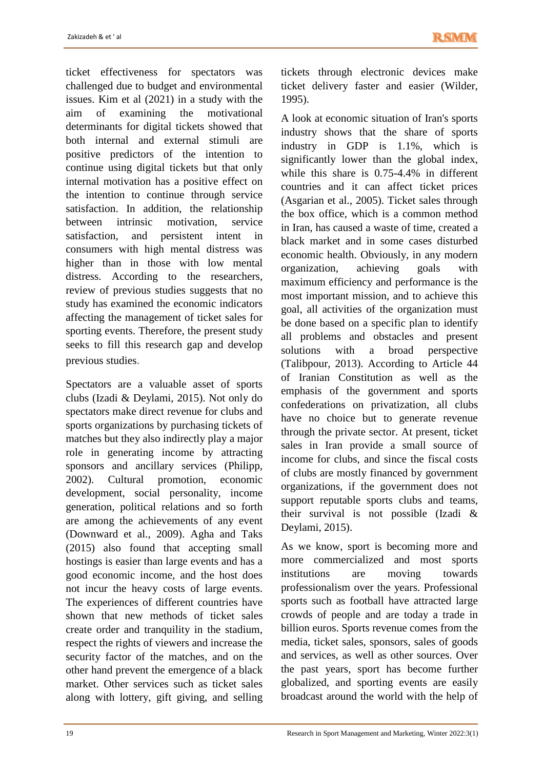ticket effectiveness for spectators was challenged due to budget and environmental issues. Kim et al (2021) in a study with the aim of examining the motivational determinants for digital tickets showed that both internal and external stimuli are positive predictors of the intention to continue using digital tickets but that only internal motivation has a positive effect on the intention to continue through service satisfaction. In addition, the relationship between intrinsic motivation, service satisfaction, and persistent intent in consumers with high mental distress was higher than in those with low mental distress. According to the researchers, review of previous studies suggests that no study has examined the economic indicators affecting the management of ticket sales for sporting events. Therefore, the present study seeks to fill this research gap and develop previous studies.

Spectators are a valuable asset of sports clubs (Izadi & Deylami, 2015). Not only do spectators make direct revenue for clubs and sports organizations by purchasing tickets of matches but they also indirectly play a major role in generating income by attracting sponsors and ancillary services (Philipp, 2002). Cultural promotion, economic development, social personality, income generation, political relations and so forth are among the achievements of any event (Downward et al., 2009). Agha and Taks (2015) also found that accepting small hostings is easier than large events and has a good economic income, and the host does not incur the heavy costs of large events. The experiences of different countries have shown that new methods of ticket sales create order and tranquility in the stadium, respect the rights of viewers and increase the security factor of the matches, and on the other hand prevent the emergence of a black market. Other services such as ticket sales along with lottery, gift giving, and selling tickets through electronic devices make ticket delivery faster and easier (Wilder, 1995).

A look at economic situation of Iran's sports industry shows that the share of sports industry in GDP is 1.1%, which is significantly lower than the global index, while this share is 0.75-4.4% in different countries and it can affect ticket prices (Asgarian et al., 2005). Ticket sales through the box office, which is a common method in Iran, has caused a waste of time, created a black market and in some cases disturbed economic health. Obviously, in any modern organization, achieving goals with maximum efficiency and performance is the most important mission, and to achieve this goal, all activities of the organization must be done based on a specific plan to identify all problems and obstacles and present solutions with a broad perspective (Talibpour, 2013). According to Article 44 of Iranian Constitution as well as the emphasis of the government and sports confederations on privatization, all clubs have no choice but to generate revenue through the private sector. At present, ticket sales in Iran provide a small source of income for clubs, and since the fiscal costs of clubs are mostly financed by government organizations, if the government does not support reputable sports clubs and teams, their survival is not possible (Izadi & Deylami, 2015).

As we know, sport is becoming more and more commercialized and most sports institutions are moving towards professionalism over the years. Professional sports such as football have attracted large crowds of people and are today a trade in billion euros. Sports revenue comes from the media, ticket sales, sponsors, sales of goods and services, as well as other sources. Over the past years, sport has become further globalized, and sporting events are easily broadcast around the world with the help of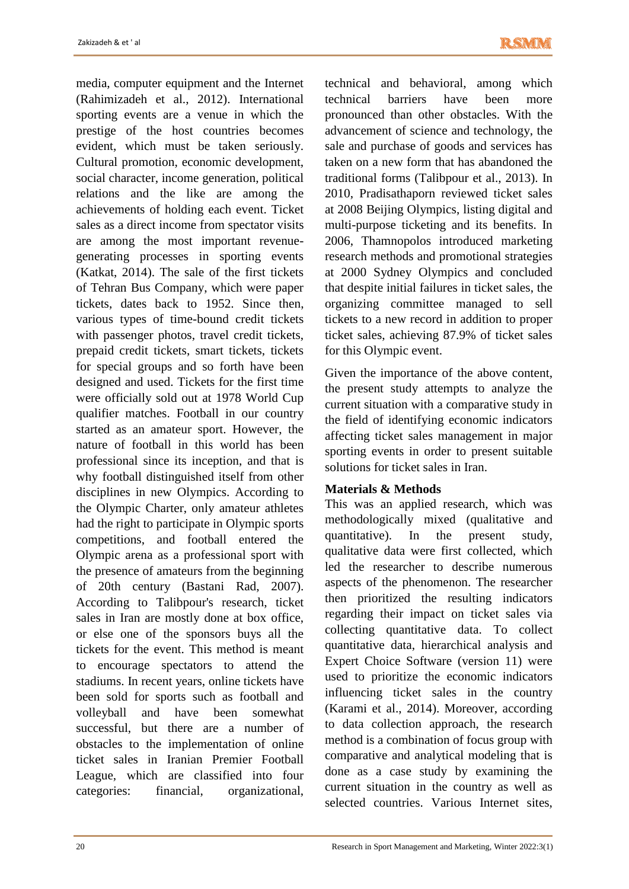media, computer equipment and the Internet (Rahimizadeh et al., 2012). International sporting events are a venue in which the prestige of the host countries becomes evident, which must be taken seriously. Cultural promotion, economic development, social character, income generation, political relations and the like are among the achievements of holding each event. Ticket sales as a direct income from spectator visits are among the most important revenue-generating processes in sporting events (Katkat, 2014). The sale of the first tickets of Tehran Bus Company, which were paper tickets, dates back to 1952. Since then, various types of time-bound credit tickets with passenger photos, travel credit tickets, prepaid credit tickets, smart tickets, tickets for special groups and so forth have been designed and used. Tickets for the first time were officially sold out at 1978 World Cup qualifier matches. Football in our country started as an amateur sport. However, the nature of football in this world has been professional since its inception, and that is why football distinguished itself from other disciplines in new Olympics. According to the Olympic Charter, only amateur athletes had the right to participate in Olympic sports competitions, and football entered the Olympic arena as a professional sport with the presence of amateurs from the beginning of 20th century (Bastani Rad, 2007). According to Talibpour's research, ticket sales in Iran are mostly done at box office, or else one of the sponsors buys all the tickets for the event. This method is meant to encourage spectators to attend the stadiums. In recent years, online tickets have been sold for sports such as football and volleyball and have been somewhat successful, but there are a number of obstacles to the implementation of online ticket sales in Iranian Premier Football League, which are classified into four categories: financial, organizational, technical and behavioral, among which technical barriers have been more pronounced than other obstacles. With the advancement of science and technology, the sale and purchase of goods and services has taken on a new form that has abandoned the traditional forms (Talibpour et al., 2013). In 2010, Pradisathaporn reviewed ticket sales at 2008 Beijing Olympics, listing digital and multi-purpose ticketing and its benefits. In 2006, Thamnopolos introduced marketing research methods and promotional strategies at 2000 Sydney Olympics and concluded that despite initial failures in ticket sales, the organizing committee managed to sell tickets to a new record in addition to proper ticket sales, achieving 87.9% of ticket sales for this Olympic event.

Given the importance of the above content, the present study attempts to analyze the current situation with a comparative study in the field of identifying economic indicators affecting ticket sales management in major sporting events in order to present suitable solutions for ticket sales in Iran.

## Materials & Methods

This was an applied research, which was methodologically mixed (qualitative and quantitative). In the present study, qualitative data were first collected, which led the researcher to describe numerous aspects of the phenomenon. The researcher then prioritized the resulting indicators regarding their impact on ticket sales via collecting quantitative data. To collect quantitative data, hierarchical analysis and Expert Choice Software (version 11) were used to prioritize the economic indicators influencing ticket sales in the country (Karami et al., 2014). Moreover, according to data collection approach, the research method is a combination of focus group with comparative and analytical modeling that is done as a case study by examining the current situation in the country as well as selected countries. Various Internet sites,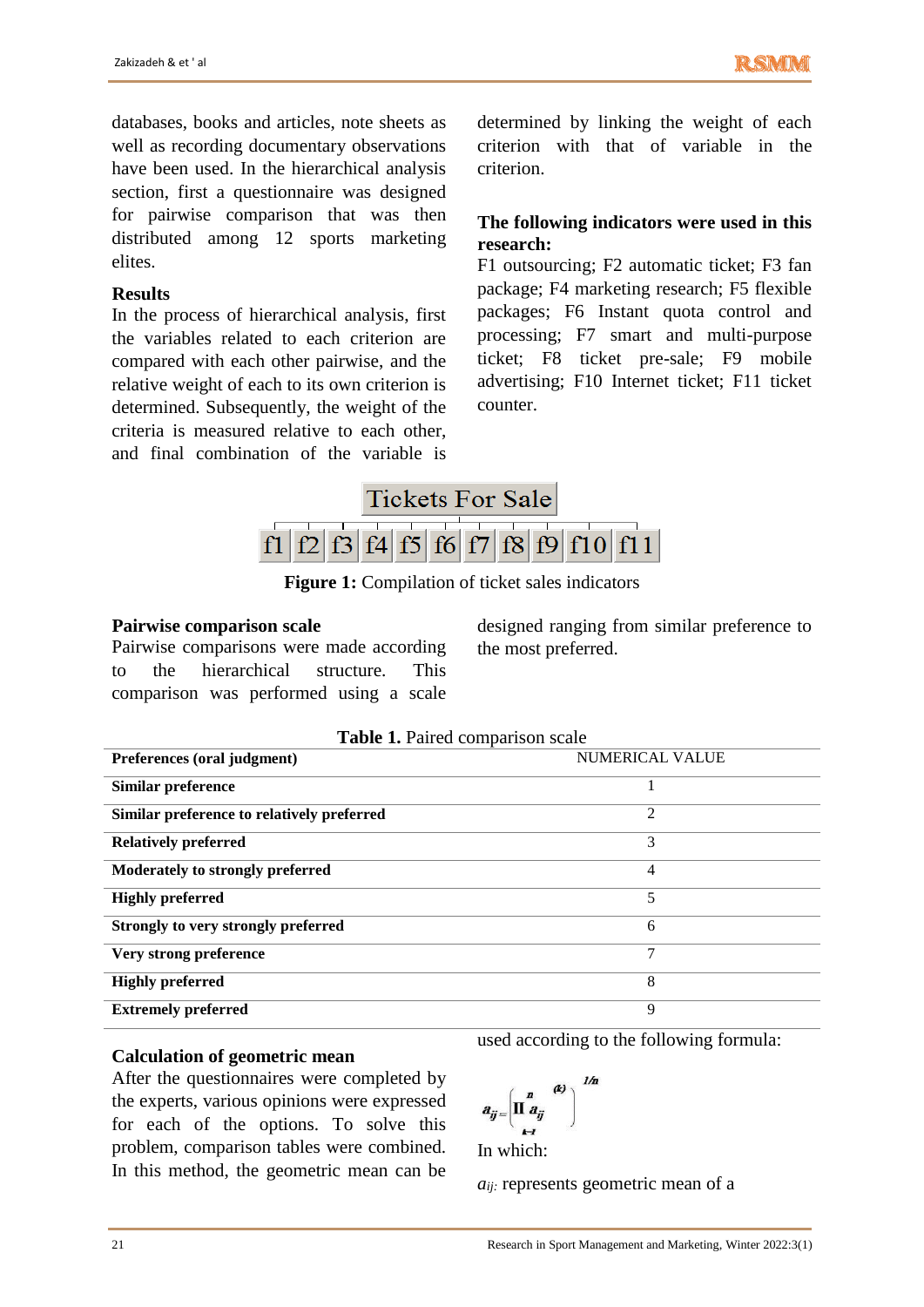databases, books and articles, note sheets as well as recording documentary observations have been used. In the hierarchical analysis section, first a questionnaire was designed for pairwise comparison that was then distributed among 12 sports marketing elites.

## Results

In the process of hierarchical analysis, first the variables related to each criterion are compared with each other pairwise, and the relative weight of each to its own criterion is determined. Subsequently, the weight of the criteria is measured relative to each other, and final combination of the variable is determined by linking the weight of each criterion with that of variable in the criterion.

**The following indicators were used in this research:**

F1 outsourcing; F2 automatic ticket; F3 fan package; F4 marketing research; F5 flexible packages; F6 Instant quota control and processing; F7 smart and multi-purpose ticket; F8 ticket pre-sale; F9 mobile advertising; F10 Internet ticket; F11 ticket counter.

Tickets For Sale

f1 f2 f3 f4 f5 f6 f7 f8 f9 f10 f11

**Figure 1:** Compilation of ticket sales indicators

### Pairwise comparison scale

Pairwise comparisons were made according to the hierarchical structure. This comparison was performed using a scale designed ranging from similar preference to the most preferred.

**Table 1.** Paired comparison scale

| Preferences (oral judgment) | NUMERICAL VALUE |
|---|---|
| **Similar preference** | 1 |
| **Similar preference to relatively preferred** | 2 |
| **Relatively preferred** | 3 |
| **Moderately to strongly preferred** | 4 |
| **Highly preferred** | 5 |
| **Strongly to very strongly preferred** | 6 |
| **Very strong preference** | 7 |
| **Highly preferred** | 8 |
| **Extremely preferred** | 9 |

### Calculation of geometric mean

After the questionnaires were completed by the experts, various opinions were expressed for each of the options. To solve this problem, comparison tables were combined. In this method, the geometric mean can be used according to the following formula:

$$a_{ij} = \left( \prod_{k=1}^{n} a_{ij}^{(k)} \right)^{1/n}$$

In which:

$a_{ij}$: represents geometric mean of a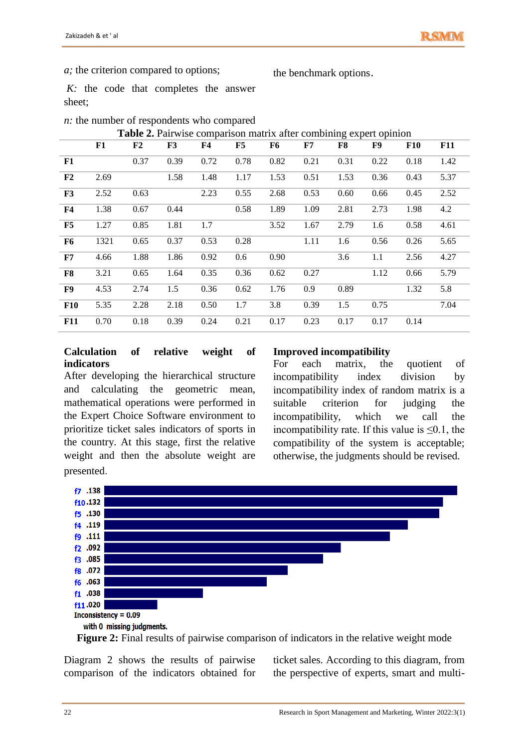*a;* the criterion compared to options;

*K:* the code that completes the answer sheet;

*n:* the number of respondents who compared the benchmark options.

**Table 2.** Pairwise comparison matrix after combining expert opinion

| | F1 | F2 | F3 | F4 | F5 | F6 | F7 | F8 | F9 | F10 | F11 |
|---|---|---|---|---|---|---|---|---|---|---|---|
| **F1** | | 0.37 | 0.39 | 0.72 | 0.78 | 0.82 | 0.21 | 0.31 | 0.22 | 0.18 | 1.42 |
| **F2** | 2.69 | | 1.58 | 1.48 | 1.17 | 1.53 | 0.51 | 1.53 | 0.36 | 0.43 | 5.37 |
| **F3** | 2.52 | 0.63 | | 2.23 | 0.55 | 2.68 | 0.53 | 0.60 | 0.66 | 0.45 | 2.52 |
| **F4** | 1.38 | 0.67 | 0.44 | | 0.58 | 1.89 | 1.09 | 2.81 | 2.73 | 1.98 | 4.2 |
| **F5** | 1.27 | 0.85 | 1.81 | 1.7 | | 3.52 | 1.67 | 2.79 | 1.6 | 0.58 | 4.61 |
| **F6** | 1321 | 0.65 | 0.37 | 0.53 | 0.28 | | 1.11 | 1.6 | 0.56 | 0.26 | 5.65 |
| **F7** | 4.66 | 1.88 | 1.86 | 0.92 | 0.6 | 0.90 | | 3.6 | 1.1 | 2.56 | 4.27 |
| **F8** | 3.21 | 0.65 | 1.64 | 0.35 | 0.36 | 0.62 | 0.27 | | 1.12 | 0.66 | 5.79 |
| **F9** | 4.53 | 2.74 | 1.5 | 0.36 | 0.62 | 1.76 | 0.9 | 0.89 | | 1.32 | 5.8 |
| **F10** | 5.35 | 2.28 | 2.18 | 0.50 | 1.7 | 3.8 | 0.39 | 1.5 | 0.75 | | 7.04 |
| **F11** | 0.70 | 0.18 | 0.39 | 0.24 | 0.21 | 0.17 | 0.23 | 0.17 | 0.17 | 0.14 | |

## Calculation of relative weight of indicators

After developing the hierarchical structure and calculating the geometric mean, mathematical operations were performed in the Expert Choice Software environment to prioritize ticket sales indicators of sports in the country. At this stage, first the relative weight and then the absolute weight are presented.

## Improved incompatibility

For each matrix, the quotient of incompatibility index division by incompatibility index of random matrix is a suitable criterion for judging the incompatibility, which we call the incompatibility rate. If this value is ≤0.1, the compatibility of the system is acceptable; otherwise, the judgments should be revised.

| Indicator | Weight |
|---|---|
| f7 | .138 |
| f10 | .132 |
| f5 | .130 |
| f4 | .119 |
| f9 | .111 |
| f2 | .092 |
| f3 | .085 |
| f8 | .072 |
| f6 | .063 |
| f1 | .038 |
| f11 | .020 |

Inconsistency = 0.09

with 0 missing judgments.

**Figure 2:** Final results of pairwise comparison of indicators in the relative weight mode

Diagram 2 shows the results of pairwise comparison of the indicators obtained for ticket sales. According to this diagram, from the perspective of experts, smart and multi-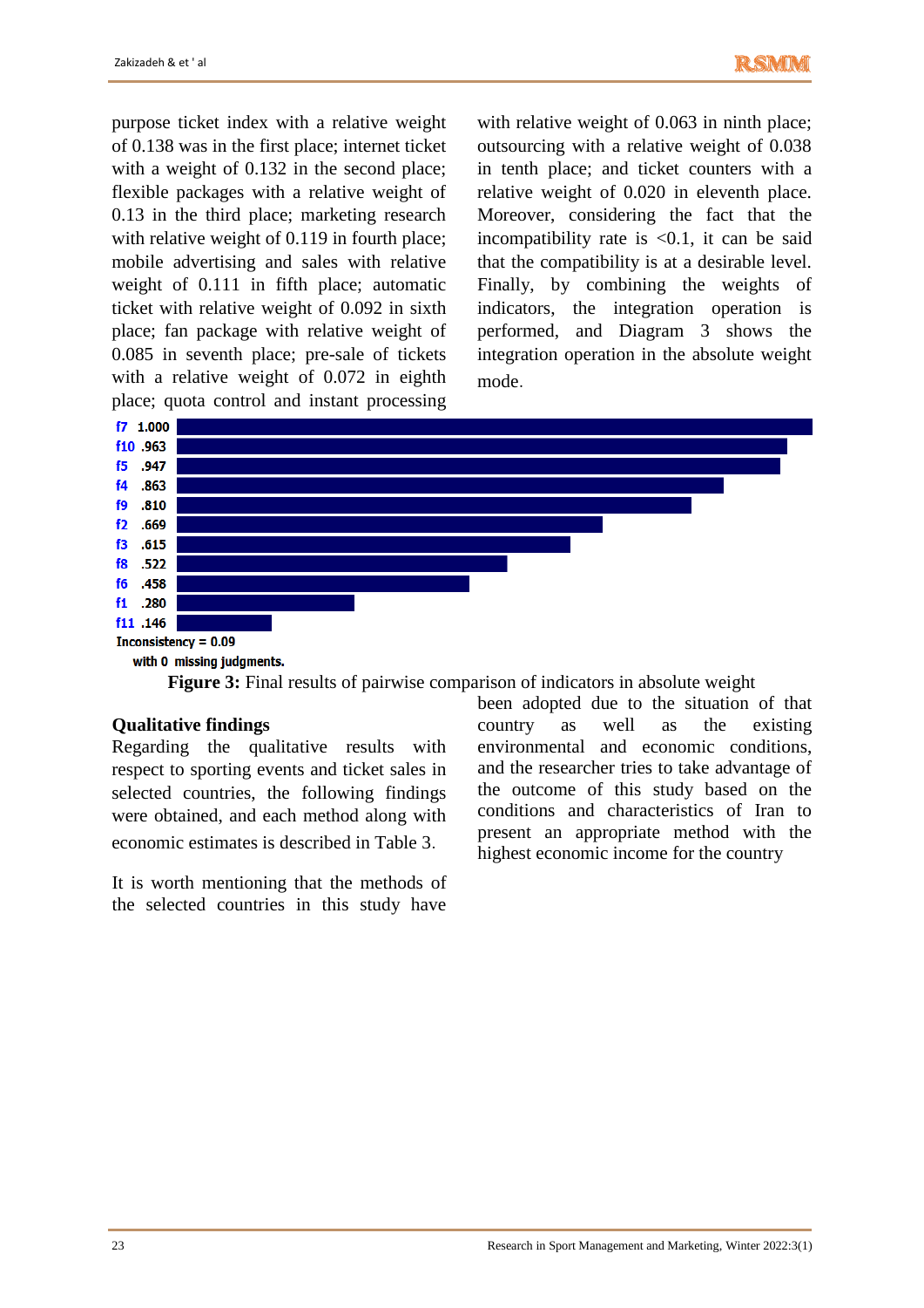purpose ticket index with a relative weight of 0.138 was in the first place; internet ticket with a weight of 0.132 in the second place; flexible packages with a relative weight of 0.13 in the third place; marketing research with relative weight of 0.119 in fourth place; mobile advertising and sales with relative weight of 0.111 in fifth place; automatic ticket with relative weight of 0.092 in sixth place; fan package with relative weight of 0.085 in seventh place; pre-sale of tickets with a relative weight of 0.072 in eighth place; quota control and instant processing with relative weight of 0.063 in ninth place; outsourcing with a relative weight of 0.038 in tenth place; and ticket counters with a relative weight of 0.020 in eleventh place. Moreover, considering the fact that the incompatibility rate is <0.1, it can be said that the compatibility is at a desirable level. Finally, by combining the weights of indicators, the integration operation is performed, and Diagram 3 shows the integration operation in the absolute weight mode.

| Indicator | Weight |
|---|---|
| f7 | 1.000 |
| f10 | .963 |
| f5 | .947 |
| f4 | .863 |
| f9 | .810 |
| f2 | .669 |
| f3 | .615 |
| f8 | .522 |
| f6 | .458 |
| f1 | .280 |
| f11 | .146 |

Inconsistency = 0.09

with 0 missing judgments.

**Figure 3:** Final results of pairwise comparison of indicators in absolute weight

## Qualitative findings

Regarding the qualitative results with respect to sporting events and ticket sales in selected countries, the following findings were obtained, and each method along with economic estimates is described in Table 3.

It is worth mentioning that the methods of the selected countries in this study have been adopted due to the situation of that country as well as the existing environmental and economic conditions, and the researcher tries to take advantage of the outcome of this study based on the conditions and characteristics of Iran to present an appropriate method with the highest economic income for the country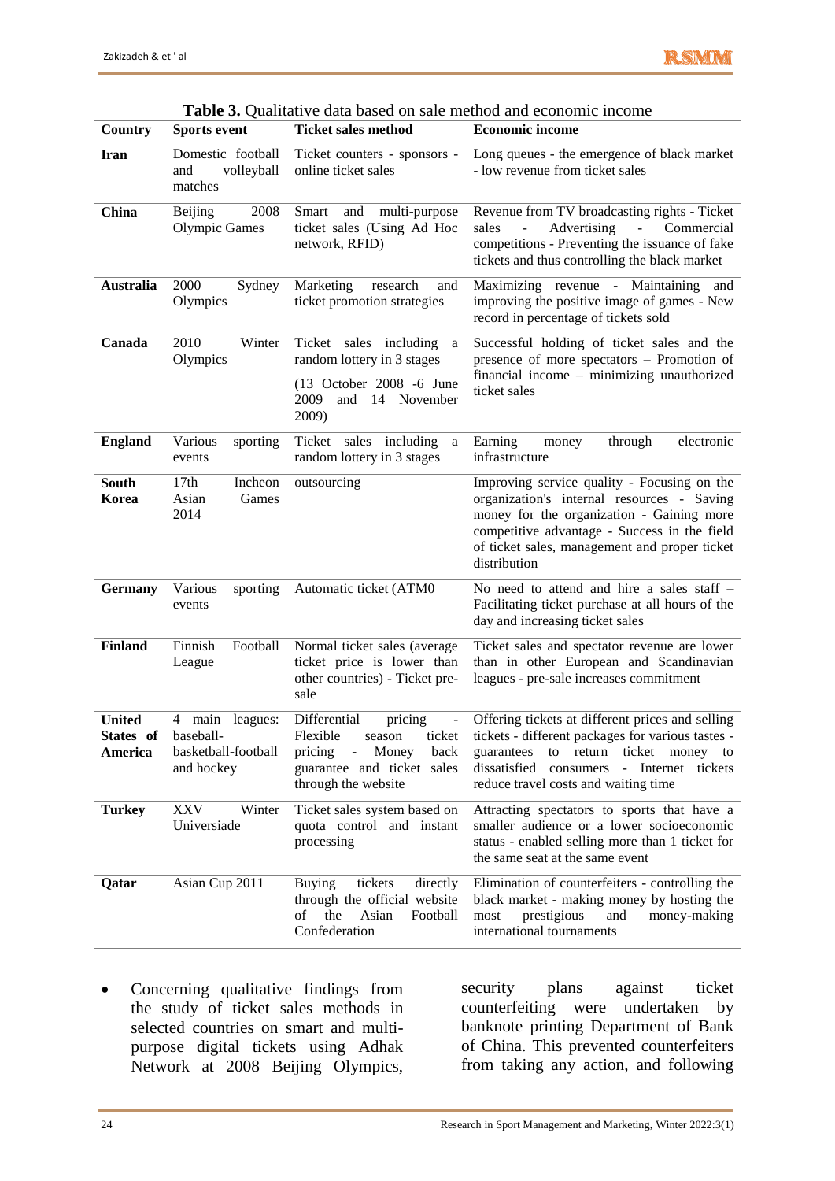**Table 3.** Qualitative data based on sale method and economic income

| Country | Sports event | Ticket sales method | Economic income |
|---|---|---|---|
| **Iran** | Domestic football and volleyball matches | Ticket counters - sponsors - online ticket sales | Long queues - the emergence of black market - low revenue from ticket sales |
| **China** | Beijing 2008 Olympic Games | Smart and multi-purpose ticket sales (Using Ad Hoc network, RFID) | Revenue from TV broadcasting rights - Ticket sales - Advertising - Commercial competitions - Preventing the issuance of fake tickets and thus controlling the black market |
| **Australia** | 2000 Sydney Olympics | Marketing research and ticket promotion strategies | Maximizing revenue - Maintaining and improving the positive image of games - New record in percentage of tickets sold |
| **Canada** | 2010 Winter Olympics | Ticket sales including a random lottery in 3 stages (13 October 2008 -6 June 2009 and 14 November 2009) | Successful holding of ticket sales and the presence of more spectators – Promotion of financial income – minimizing unauthorized ticket sales |
| **England** | Various sporting events | Ticket sales including a random lottery in 3 stages | Earning money through electronic infrastructure |
| **South Korea** | 17th Incheon Asian Games 2014 | outsourcing | Improving service quality - Focusing on the organization's internal resources - Saving money for the organization - Gaining more competitive advantage - Success in the field of ticket sales, management and proper ticket distribution |
| **Germany** | Various sporting events | Automatic ticket (ATM0 | No need to attend and hire a sales staff – Facilitating ticket purchase at all hours of the day and increasing ticket sales |
| **Finland** | Finnish Football League | Normal ticket sales (average ticket price is lower than other countries) - Ticket pre-sale | Ticket sales and spectator revenue are lower than in other European and Scandinavian leagues - pre-sale increases commitment |
| **United States of America** | 4 main leagues: baseball-basketball-football and hockey | Differential pricing - Flexible season ticket pricing - Money back guarantee and ticket sales through the website | Offering tickets at different prices and selling tickets - different packages for various tastes - guarantees to return ticket money to dissatisfied consumers - Internet tickets reduce travel costs and waiting time |
| **Turkey** | XXV Winter Universiade | Ticket sales system based on quota control and instant processing | Attracting spectators to sports that have a smaller audience or a lower socioeconomic status - enabled selling more than 1 ticket for the same seat at the same event |
| **Qatar** | Asian Cup 2011 | Buying tickets directly through the official website of the Asian Football Confederation | Elimination of counterfeiters - controlling the black market - making money by hosting the most prestigious and money-making international tournaments |

- Concerning qualitative findings from the study of ticket sales methods in selected countries on smart and multi-purpose digital tickets using Adhak Network at 2008 Beijing Olympics, security plans against ticket counterfeiting were undertaken by banknote printing Department of Bank of China. This prevented counterfeiters from taking any action, and following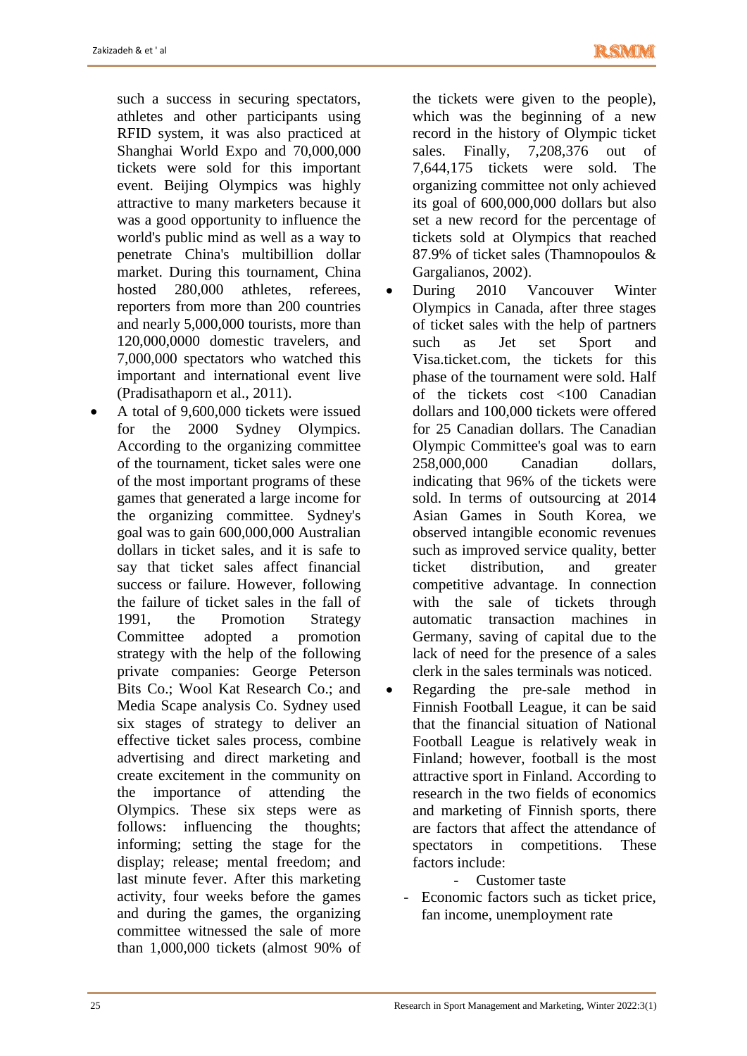such a success in securing spectators, athletes and other participants using RFID system, it was also practiced at Shanghai World Expo and 70,000,000 tickets were sold for this important event. Beijing Olympics was highly attractive to many marketers because it was a good opportunity to influence the world's public mind as well as a way to penetrate China's multibillion dollar market. During this tournament, China hosted 280,000 athletes, referees, reporters from more than 200 countries and nearly 5,000,000 tourists, more than 120,000,0000 domestic travelers, and 7,000,000 spectators who watched this important and international event live (Pradisathaporn et al., 2011).

- A total of 9,600,000 tickets were issued for the 2000 Sydney Olympics. According to the organizing committee of the tournament, ticket sales were one of the most important programs of these games that generated a large income for the organizing committee. Sydney's goal was to gain 600,000,000 Australian dollars in ticket sales, and it is safe to say that ticket sales affect financial success or failure. However, following the failure of ticket sales in the fall of 1991, the Promotion Strategy Committee adopted a promotion strategy with the help of the following private companies: George Peterson Bits Co.; Wool Kat Research Co.; and Media Scape analysis Co. Sydney used six stages of strategy to deliver an effective ticket sales process, combine advertising and direct marketing and create excitement in the community on the importance of attending the Olympics. These six steps were as follows: influencing the thoughts; informing; setting the stage for the display; release; mental freedom; and last minute fever. After this marketing activity, four weeks before the games and during the games, the organizing committee witnessed the sale of more than 1,000,000 tickets (almost 90% of the tickets were given to the people), which was the beginning of a new record in the history of Olympic ticket sales. Finally, 7,208,376 out of 7,644,175 tickets were sold. The organizing committee not only achieved its goal of 600,000,000 dollars but also set a new record for the percentage of tickets sold at Olympics that reached 87.9% of ticket sales (Thamnopoulos & Gargalianos, 2002).
- During 2010 Vancouver Winter Olympics in Canada, after three stages of ticket sales with the help of partners such as Jet set Sport and Visa.ticket.com, the tickets for this phase of the tournament were sold. Half of the tickets cost <100 Canadian dollars and 100,000 tickets were offered for 25 Canadian dollars. The Canadian Olympic Committee's goal was to earn 258,000,000 Canadian dollars, indicating that 96% of the tickets were sold. In terms of outsourcing at 2014 Asian Games in South Korea, we observed intangible economic revenues such as improved service quality, better ticket distribution, and greater competitive advantage. In connection with the sale of tickets through automatic transaction machines in Germany, saving of capital due to the lack of need for the presence of a sales clerk in the sales terminals was noticed.
- Regarding the pre-sale method in Finnish Football League, it can be said that the financial situation of National Football League is relatively weak in Finland; however, football is the most attractive sport in Finland. According to research in the two fields of economics and marketing of Finnish sports, there are factors that affect the attendance of spectators in competitions. These factors include:
  - Customer taste
  - Economic factors such as ticket price, fan income, unemployment rate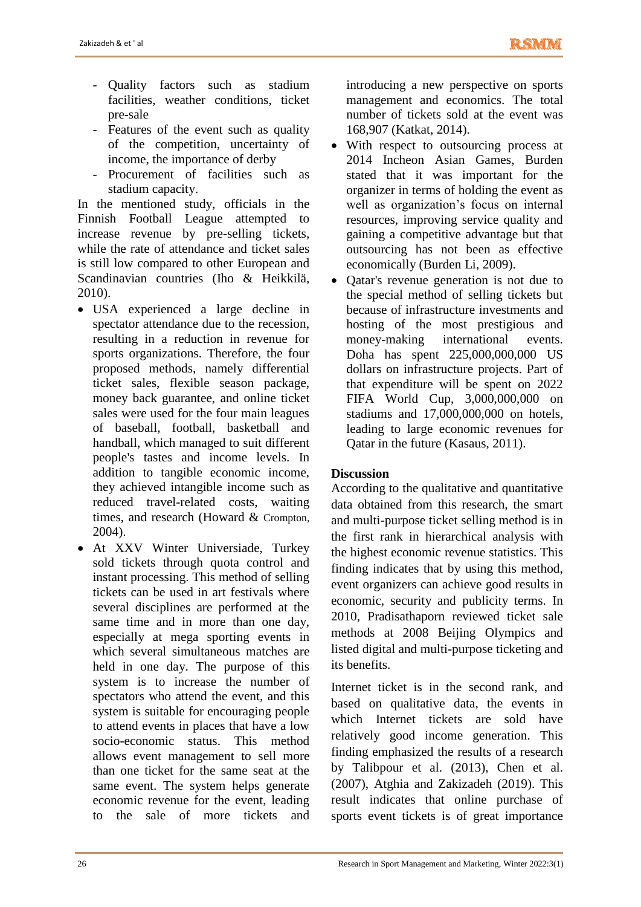- Quality factors such as stadium facilities, weather conditions, ticket pre-sale
- Features of the event such as quality of the competition, uncertainty of income, the importance of derby
- Procurement of facilities such as stadium capacity.

In the mentioned study, officials in the Finnish Football League attempted to increase revenue by pre-selling tickets, while the rate of attendance and ticket sales is still low compared to other European and Scandinavian countries (Iho & Heikkilä, 2010).

- USA experienced a large decline in spectator attendance due to the recession, resulting in a reduction in revenue for sports organizations. Therefore, the four proposed methods, namely differential ticket sales, flexible season package, money back guarantee, and online ticket sales were used for the four main leagues of baseball, football, basketball and handball, which managed to suit different people's tastes and income levels. In addition to tangible economic income, they achieved intangible income such as reduced travel-related costs, waiting times, and research (Howard & Crompton, 2004).
- At XXV Winter Universiade, Turkey sold tickets through quota control and instant processing. This method of selling tickets can be used in art festivals where several disciplines are performed at the same time and in more than one day, especially at mega sporting events in which several simultaneous matches are held in one day. The purpose of this system is to increase the number of spectators who attend the event, and this system is suitable for encouraging people to attend events in places that have a low socio-economic status. This method allows event management to sell more than one ticket for the same seat at the same event. The system helps generate economic revenue for the event, leading to the sale of more tickets and introducing a new perspective on sports management and economics. The total number of tickets sold at the event was 168,907 (Katkat, 2014).
- With respect to outsourcing process at 2014 Incheon Asian Games, Burden stated that it was important for the organizer in terms of holding the event as well as organization's focus on internal resources, improving service quality and gaining a competitive advantage but that outsourcing has not been as effective economically (Burden Li, 2009).
- Qatar's revenue generation is not due to the special method of selling tickets but because of infrastructure investments and hosting of the most prestigious and money-making international events. Doha has spent 225,000,000,000 US dollars on infrastructure projects. Part of that expenditure will be spent on 2022 FIFA World Cup, 3,000,000,000 on stadiums and 17,000,000,000 on hotels, leading to large economic revenues for Qatar in the future (Kasaus, 2011).

## Discussion

According to the qualitative and quantitative data obtained from this research, the smart and multi-purpose ticket selling method is in the first rank in hierarchical analysis with the highest economic revenue statistics. This finding indicates that by using this method, event organizers can achieve good results in economic, security and publicity terms. In 2010, Pradisathaporn reviewed ticket sale methods at 2008 Beijing Olympics and listed digital and multi-purpose ticketing and its benefits.

Internet ticket is in the second rank, and based on qualitative data, the events in which Internet tickets are sold have relatively good income generation. This finding emphasized the results of a research by Talibpour et al. (2013), Chen et al. (2007), Atghia and Zakizadeh (2019). This result indicates that online purchase of sports event tickets is of great importance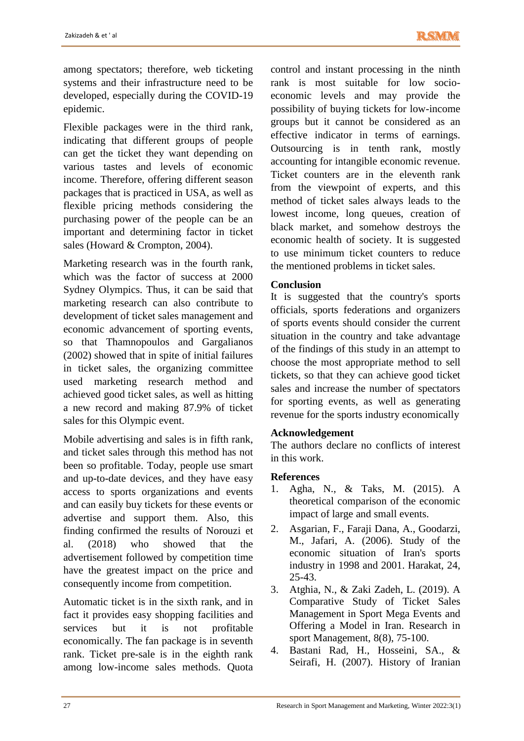among spectators; therefore, web ticketing systems and their infrastructure need to be developed, especially during the COVID-19 epidemic.

Flexible packages were in the third rank, indicating that different groups of people can get the ticket they want depending on various tastes and levels of economic income. Therefore, offering different season packages that is practiced in USA, as well as flexible pricing methods considering the purchasing power of the people can be an important and determining factor in ticket sales (Howard & Crompton, 2004).

Marketing research was in the fourth rank, which was the factor of success at 2000 Sydney Olympics. Thus, it can be said that marketing research can also contribute to development of ticket sales management and economic advancement of sporting events, so that Thamnopoulos and Gargalianos (2002) showed that in spite of initial failures in ticket sales, the organizing committee used marketing research method and achieved good ticket sales, as well as hitting a new record and making 87.9% of ticket sales for this Olympic event.

Mobile advertising and sales is in fifth rank, and ticket sales through this method has not been so profitable. Today, people use smart and up-to-date devices, and they have easy access to sports organizations and events and can easily buy tickets for these events or advertise and support them. Also, this finding confirmed the results of Norouzi et al. (2018) who showed that the advertisement followed by competition time have the greatest impact on the price and consequently income from competition.

Automatic ticket is in the sixth rank, and in fact it provides easy shopping facilities and services but it is not profitable economically. The fan package is in seventh rank. Ticket pre-sale is in the eighth rank among low-income sales methods. Quota control and instant processing in the ninth rank is most suitable for low socio-economic levels and may provide the possibility of buying tickets for low-income groups but it cannot be considered as an effective indicator in terms of earnings. Outsourcing is in tenth rank, mostly accounting for intangible economic revenue. Ticket counters are in the eleventh rank from the viewpoint of experts, and this method of ticket sales always leads to the lowest income, long queues, creation of black market, and somehow destroys the economic health of society. It is suggested to use minimum ticket counters to reduce the mentioned problems in ticket sales.

## Conclusion

It is suggested that the country's sports officials, sports federations and organizers of sports events should consider the current situation in the country and take advantage of the findings of this study in an attempt to choose the most appropriate method to sell tickets, so that they can achieve good ticket sales and increase the number of spectators for sporting events, as well as generating revenue for the sports industry economically

## Acknowledgement

The authors declare no conflicts of interest in this work.

## References

1. Agha, N., & Taks, M. (2015). A theoretical comparison of the economic impact of large and small events.
2. Asgarian, F., Faraji Dana, A., Goodarzi, M., Jafari, A. (2006). Study of the economic situation of Iran's sports industry in 1998 and 2001. Harakat, 24, 25-43.
3. Atghia, N., & Zaki Zadeh, L. (2019). A Comparative Study of Ticket Sales Management in Sport Mega Events and Offering a Model in Iran. Research in sport Management, 8(8), 75-100.
4. Bastani Rad, H., Hosseini, SA., & Seirafi, H. (2007). History of Iranian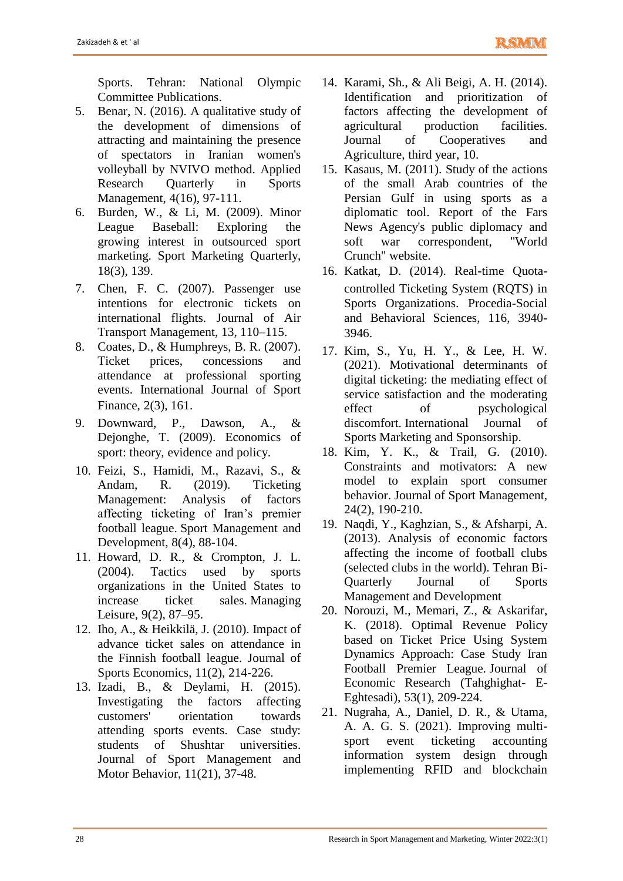Sports. Tehran: National Olympic Committee Publications.

5. Benar, N. (2016). A qualitative study of the development of dimensions of attracting and maintaining the presence of spectators in Iranian women's volleyball by NVIVO method. Applied Research Quarterly in Sports Management, 4(16), 97-111.
6. Burden, W., & Li, M. (2009). Minor League Baseball: Exploring the growing interest in outsourced sport marketing. Sport Marketing Quarterly, 18(3), 139.
7. Chen, F. C. (2007). Passenger use intentions for electronic tickets on international flights. Journal of Air Transport Management, 13, 110–115.
8. Coates, D., & Humphreys, B. R. (2007). Ticket prices, concessions and attendance at professional sporting events. International Journal of Sport Finance, 2(3), 161.
9. Downward, P., Dawson, A., & Dejonghe, T. (2009). Economics of sport: theory, evidence and policy.
10. Feizi, S., Hamidi, M., Razavi, S., & Andam, R. (2019). Ticketing Management: Analysis of factors affecting ticketing of Iran's premier football league. Sport Management and Development, 8(4), 88-104.
11. Howard, D. R., & Crompton, J. L. (2004). Tactics used by sports organizations in the United States to increase ticket sales. Managing Leisure, 9(2), 87–95.
12. Iho, A., & Heikkilä, J. (2010). Impact of advance ticket sales on attendance in the Finnish football league. Journal of Sports Economics, 11(2), 214-226.
13. Izadi, B., & Deylami, H. (2015). Investigating the factors affecting customers' orientation towards attending sports events. Case study: students of Shushtar universities. Journal of Sport Management and Motor Behavior, 11(21), 37-48.
14. Karami, Sh., & Ali Beigi, A. H. (2014). Identification and prioritization of factors affecting the development of agricultural production facilities. Journal of Cooperatives and Agriculture, third year, 10.
15. Kasaus, M. (2011). Study of the actions of the small Arab countries of the Persian Gulf in using sports as a diplomatic tool. Report of the Fars News Agency's public diplomacy and soft war correspondent, "World Crunch" website.
16. Katkat, D. (2014). Real-time Quota-controlled Ticketing System (RQTS) in Sports Organizations. Procedia-Social and Behavioral Sciences, 116, 3940-3946.
17. Kim, S., Yu, H. Y., & Lee, H. W. (2021). Motivational determinants of digital ticketing: the mediating effect of service satisfaction and the moderating effect of psychological discomfort. International Journal of Sports Marketing and Sponsorship.
18. Kim, Y. K., & Trail, G. (2010). Constraints and motivators: A new model to explain sport consumer behavior. Journal of Sport Management, 24(2), 190-210.
19. Naqdi, Y., Kaghzian, S., & Afsharpi, A. (2013). Analysis of economic factors affecting the income of football clubs (selected clubs in the world). Tehran Bi-Quarterly Journal of Sports Management and Development
20. Norouzi, M., Memari, Z., & Askarifar, K. (2018). Optimal Revenue Policy based on Ticket Price Using System Dynamics Approach: Case Study Iran Football Premier League. Journal of Economic Research (Tahghighat- E-Eghtesadi), 53(1), 209-224.
21. Nugraha, A., Daniel, D. R., & Utama, A. A. G. S. (2021). Improving multi-sport event ticketing accounting information system design through implementing RFID and blockchain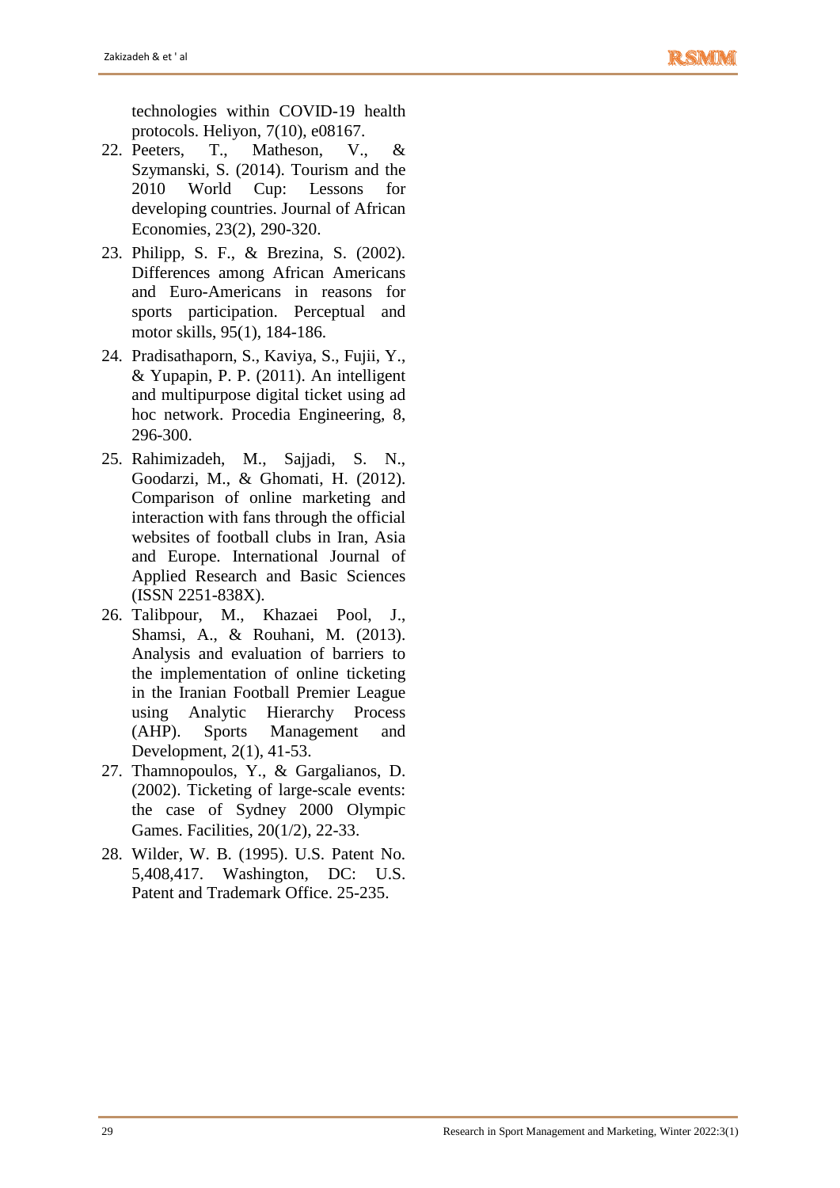technologies within COVID-19 health protocols. Heliyon, 7(10), e08167.

22. Peeters, T., Matheson, V., & Szymanski, S. (2014). Tourism and the 2010 World Cup: Lessons for developing countries. Journal of African Economies, 23(2), 290-320.
23. Philipp, S. F., & Brezina, S. (2002). Differences among African Americans and Euro-Americans in reasons for sports participation. Perceptual and motor skills, 95(1), 184-186.
24. Pradisathaporn, S., Kaviya, S., Fujii, Y., & Yupapin, P. P. (2011). An intelligent and multipurpose digital ticket using ad hoc network. Procedia Engineering, 8, 296-300.
25. Rahimizadeh, M., Sajjadi, S. N., Goodarzi, M., & Ghomati, H. (2012). Comparison of online marketing and interaction with fans through the official websites of football clubs in Iran, Asia and Europe. International Journal of Applied Research and Basic Sciences (ISSN 2251-838X).
26. Talibpour, M., Khazaei Pool, J., Shamsi, A., & Rouhani, M. (2013). Analysis and evaluation of barriers to the implementation of online ticketing in the Iranian Football Premier League using Analytic Hierarchy Process (AHP). Sports Management and Development, 2(1), 41-53.
27. Thamnopoulos, Y., & Gargalianos, D. (2002). Ticketing of large-scale events: the case of Sydney 2000 Olympic Games. Facilities, 20(1/2), 22-33.
28. Wilder, W. B. (1995). U.S. Patent No. 5,408,417. Washington, DC: U.S. Patent and Trademark Office. 25-235.